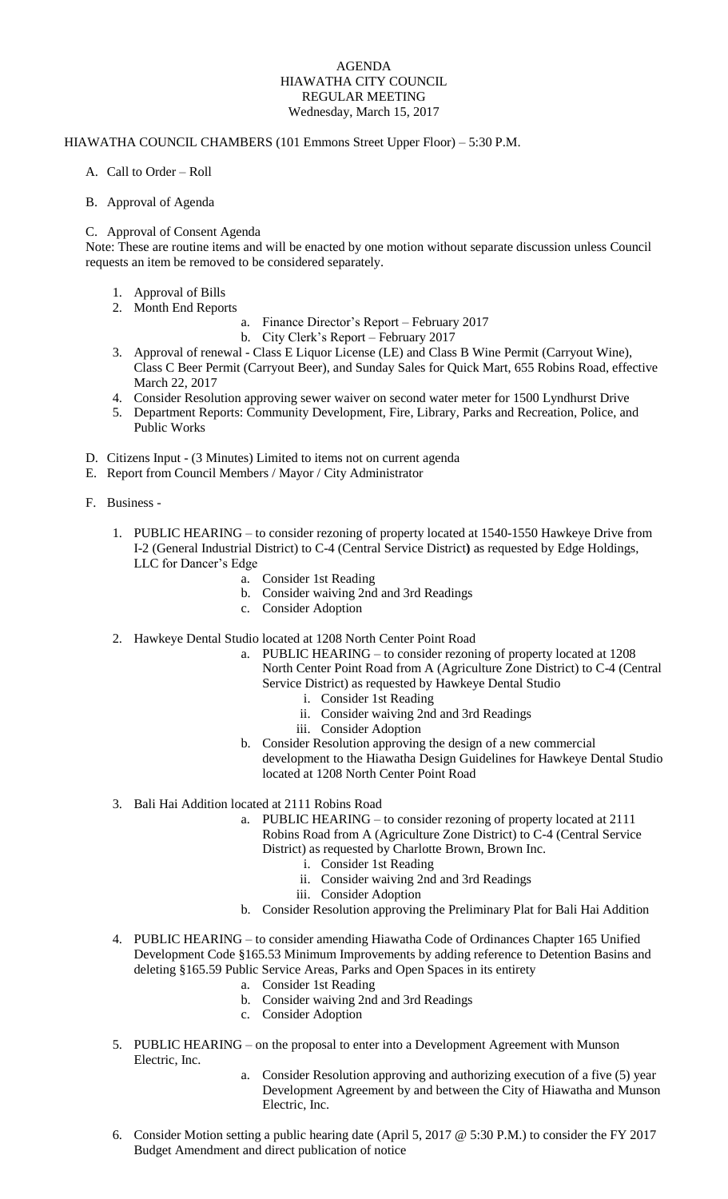# AGENDA
## HIAWATHA CITY COUNCIL
## REGULAR MEETING
## Wednesday, March 15, 2017

HIAWATHA COUNCIL CHAMBERS (101 Emmons Street Upper Floor) – 5:30 P.M.

A. Call to Order – Roll

B. Approval of Agenda

C. Approval of Consent Agenda

Note: These are routine items and will be enacted by one motion without separate discussion unless Council requests an item be removed to be considered separately.

1. Approval of Bills
2. Month End Reports
    a. Finance Director's Report – February 2017
    b. City Clerk's Report – February 2017
3. Approval of renewal - Class E Liquor License (LE) and Class B Wine Permit (Carryout Wine), Class C Beer Permit (Carryout Beer), and Sunday Sales for Quick Mart, 655 Robins Road, effective March 22, 2017
4. Consider Resolution approving sewer waiver on second water meter for 1500 Lyndhurst Drive
5. Department Reports: Community Development, Fire, Library, Parks and Recreation, Police, and Public Works

D. Citizens Input - (3 Minutes) Limited to items not on current agenda

E. Report from Council Members / Mayor / City Administrator

F. Business -

1. PUBLIC HEARING – to consider rezoning of property located at 1540-1550 Hawkeye Drive from I-2 (General Industrial District) to C-4 (Central Service District**)** as requested by Edge Holdings, LLC for Dancer's Edge
    a. Consider 1st Reading
    b. Consider waiving 2nd and 3rd Readings
    c. Consider Adoption

2. Hawkeye Dental Studio located at 1208 North Center Point Road
    a. PUBLIC HEARING – to consider rezoning of property located at 1208 North Center Point Road from A (Agriculture Zone District) to C-4 (Central Service District) as requested by Hawkeye Dental Studio
        i. Consider 1st Reading
        ii. Consider waiving 2nd and 3rd Readings
        iii. Consider Adoption
    b. Consider Resolution approving the design of a new commercial development to the Hiawatha Design Guidelines for Hawkeye Dental Studio located at 1208 North Center Point Road

3. Bali Hai Addition located at 2111 Robins Road
    a. PUBLIC HEARING – to consider rezoning of property located at 2111 Robins Road from A (Agriculture Zone District) to C-4 (Central Service District) as requested by Charlotte Brown, Brown Inc.
        i. Consider 1st Reading
        ii. Consider waiving 2nd and 3rd Readings
        iii. Consider Adoption
    b. Consider Resolution approving the Preliminary Plat for Bali Hai Addition

4. PUBLIC HEARING – to consider amending Hiawatha Code of Ordinances Chapter 165 Unified Development Code §165.53 Minimum Improvements by adding reference to Detention Basins and deleting §165.59 Public Service Areas, Parks and Open Spaces in its entirety
    a. Consider 1st Reading
    b. Consider waiving 2nd and 3rd Readings
    c. Consider Adoption

5. PUBLIC HEARING – on the proposal to enter into a Development Agreement with Munson Electric, Inc.
    a. Consider Resolution approving and authorizing execution of a five (5) year Development Agreement by and between the City of Hiawatha and Munson Electric, Inc.

6. Consider Motion setting a public hearing date (April 5, 2017 @ 5:30 P.M.) to consider the FY 2017 Budget Amendment and direct publication of notice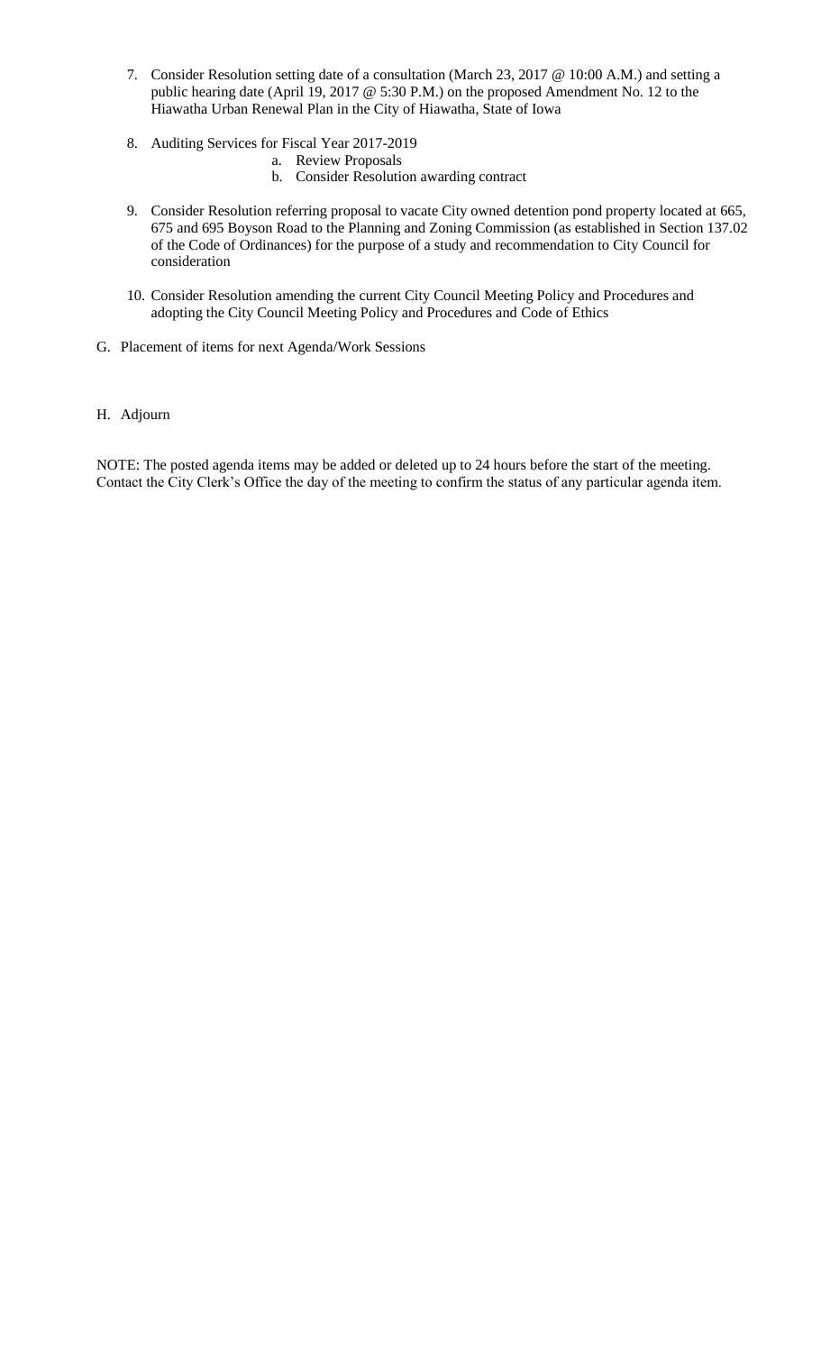7. Consider Resolution setting date of a consultation (March 23, 2017 @ 10:00 A.M.) and setting a public hearing date (April 19, 2017 @ 5:30 P.M.) on the proposed Amendment No. 12 to the Hiawatha Urban Renewal Plan in the City of Hiawatha, State of Iowa

8. Auditing Services for Fiscal Year 2017-2019
   a. Review Proposals
   b. Consider Resolution awarding contract

9. Consider Resolution referring proposal to vacate City owned detention pond property located at 665, 675 and 695 Boyson Road to the Planning and Zoning Commission (as established in Section 137.02 of the Code of Ordinances) for the purpose of a study and recommendation to City Council for consideration

10. Consider Resolution amending the current City Council Meeting Policy and Procedures and adopting the City Council Meeting Policy and Procedures and Code of Ethics

G. Placement of items for next Agenda/Work Sessions

H. Adjourn

NOTE: The posted agenda items may be added or deleted up to 24 hours before the start of the meeting. Contact the City Clerk's Office the day of the meeting to confirm the status of any particular agenda item.